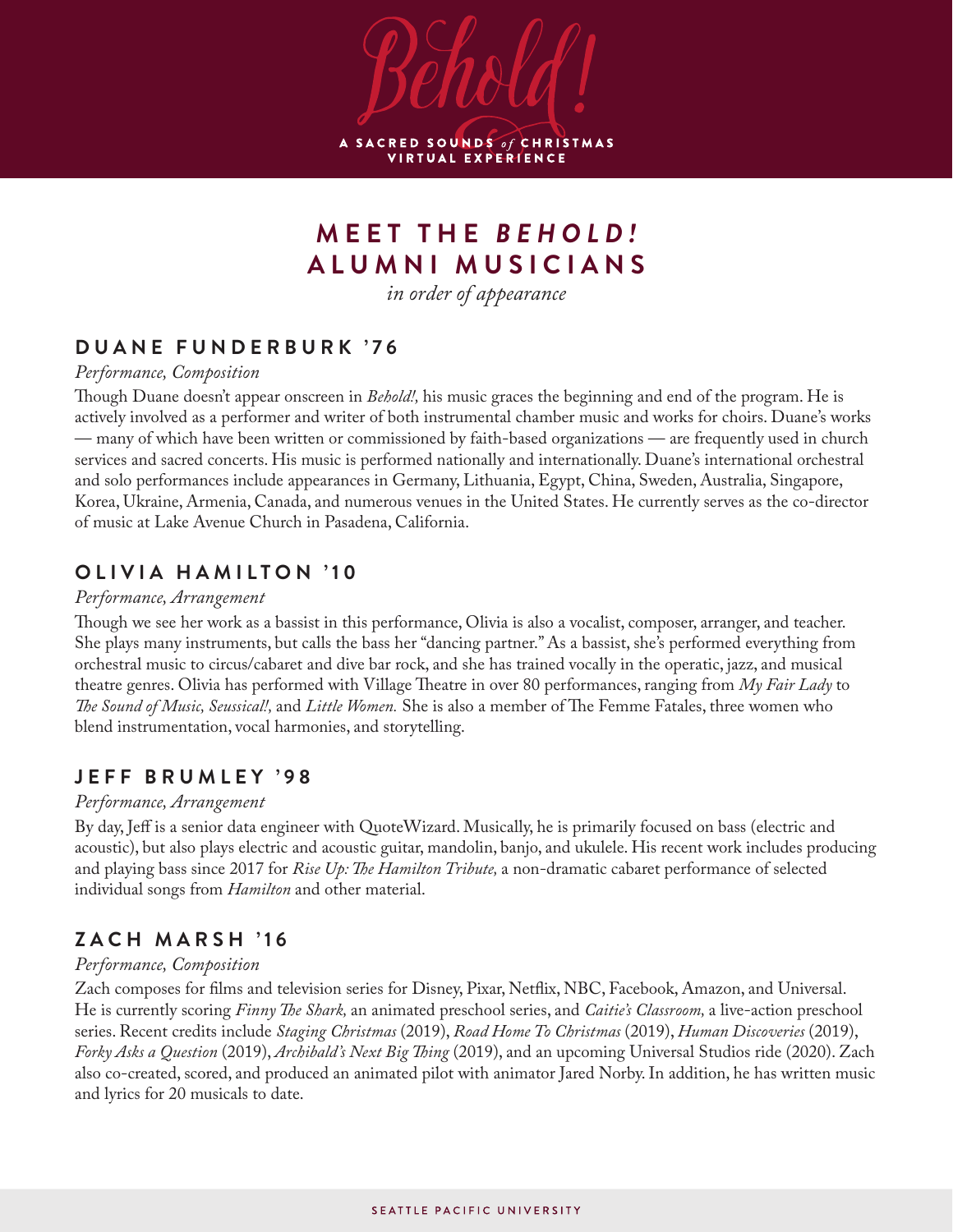# Behold!

A SACRED SOUNDS *of* CHRISTMAS VIRTUAL EXPERIENCE

## MEET THE *BEHOLD!* ALUMNI MUSICIANS

*in order of appearance*

### DUANE FUNDERBURK '76

*Performance, Composition*

Though Duane doesn't appear onscreen in *Behold!,* his music graces the beginning and end of the program. He is actively involved as a performer and writer of both instrumental chamber music and works for choirs. Duane's works — many of which have been written or commissioned by faith-based organizations — are frequently used in church services and sacred concerts. His music is performed nationally and internationally. Duane's international orchestral and solo performances include appearances in Germany, Lithuania, Egypt, China, Sweden, Australia, Singapore, Korea, Ukraine, Armenia, Canada, and numerous venues in the United States. He currently serves as the co-director of music at Lake Avenue Church in Pasadena, California.

### OLIVIA HAMILTON '10

*Performance, Arrangement*

Though we see her work as a bassist in this performance, Olivia is also a vocalist, composer, arranger, and teacher. She plays many instruments, but calls the bass her "dancing partner." As a bassist, she's performed everything from orchestral music to circus/cabaret and dive bar rock, and she has trained vocally in the operatic, jazz, and musical theatre genres. Olivia has performed with Village Theatre in over 80 performances, ranging from *My Fair Lady* to *The Sound of Music, Seussical!,* and *Little Women.* She is also a member of The Femme Fatales, three women who blend instrumentation, vocal harmonies, and storytelling.

### JEFF BRUMLEY '98

*Performance, Arrangement*

By day, Jeff is a senior data engineer with QuoteWizard. Musically, he is primarily focused on bass (electric and acoustic), but also plays electric and acoustic guitar, mandolin, banjo, and ukulele. His recent work includes producing and playing bass since 2017 for *Rise Up: The Hamilton Tribute,* a non-dramatic cabaret performance of selected individual songs from *Hamilton* and other material.

### ZACH MARSH '16

*Performance, Composition*

Zach composes for films and television series for Disney, Pixar, Netflix, NBC, Facebook, Amazon, and Universal. He is currently scoring *Finny The Shark,* an animated preschool series, and *Caitie's Classroom,* a live-action preschool series. Recent credits include *Staging Christmas* (2019), *Road Home To Christmas* (2019), *Human Discoveries* (2019), *Forky Asks a Question* (2019), *Archibald's Next Big Thing* (2019), and an upcoming Universal Studios ride (2020). Zach also co-created, scored, and produced an animated pilot with animator Jared Norby. In addition, he has written music and lyrics for 20 musicals to date.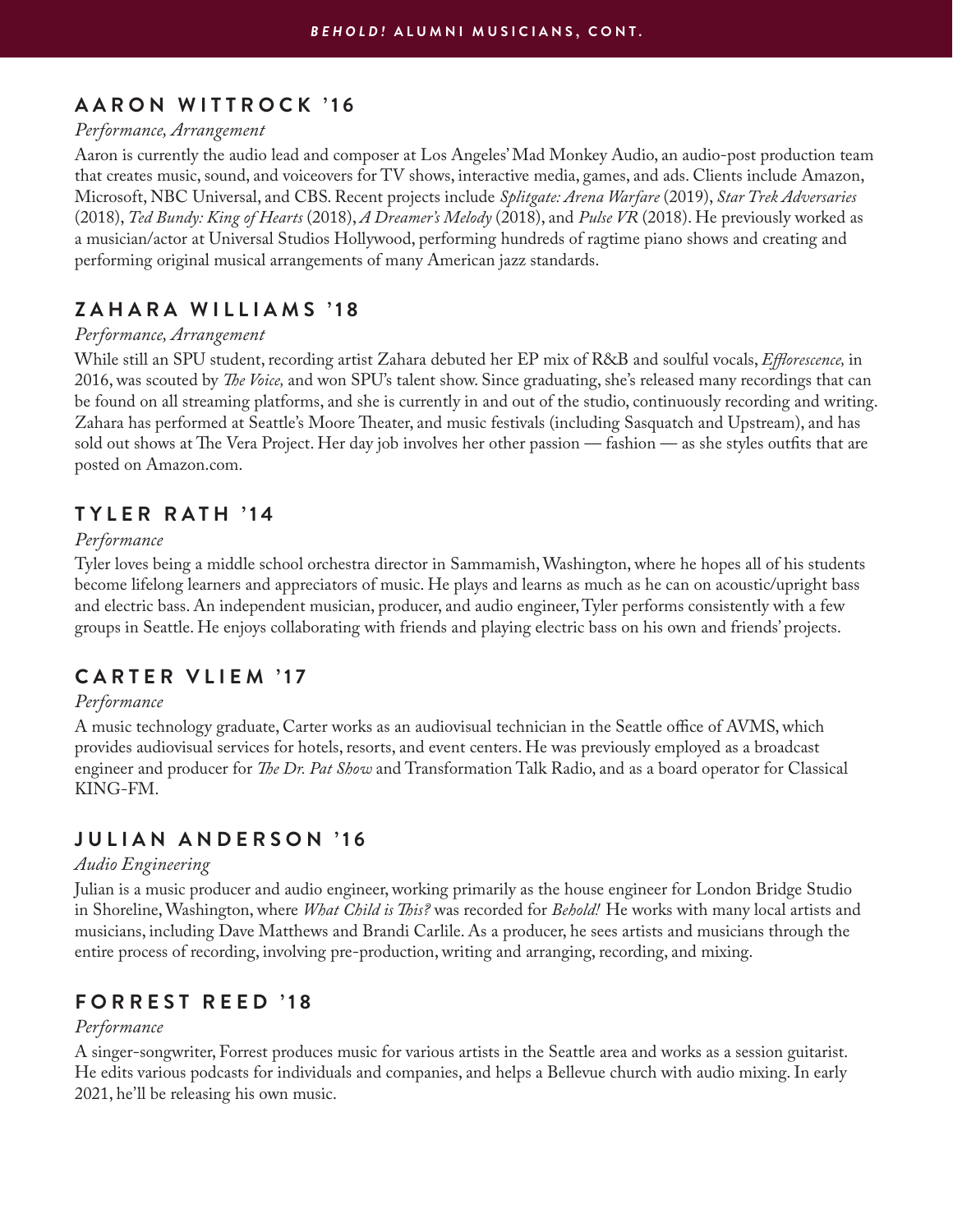## AARON WITTROCK '16

*Performance, Arrangement*

Aaron is currently the audio lead and composer at Los Angeles' Mad Monkey Audio, an audio-post production team that creates music, sound, and voiceovers for TV shows, interactive media, games, and ads. Clients include Amazon, Microsoft, NBC Universal, and CBS. Recent projects include *Splitgate: Arena Warfare* (2019), *Star Trek Adversaries* (2018), *Ted Bundy: King of Hearts* (2018), *A Dreamer's Melody* (2018), and *Pulse VR* (2018). He previously worked as a musician/actor at Universal Studios Hollywood, performing hundreds of ragtime piano shows and creating and performing original musical arrangements of many American jazz standards.

## ZAHARA WILLIAMS '18

*Performance, Arrangement*

While still an SPU student, recording artist Zahara debuted her EP mix of R&B and soulful vocals, *Efflorescence,* in 2016, was scouted by *The Voice,* and won SPU's talent show. Since graduating, she's released many recordings that can be found on all streaming platforms, and she is currently in and out of the studio, continuously recording and writing. Zahara has performed at Seattle's Moore Theater, and music festivals (including Sasquatch and Upstream), and has sold out shows at The Vera Project. Her day job involves her other passion — fashion — as she styles outfits that are posted on Amazon.com.

## TYLER RATH '14

*Performance*

Tyler loves being a middle school orchestra director in Sammamish, Washington, where he hopes all of his students become lifelong learners and appreciators of music. He plays and learns as much as he can on acoustic/upright bass and electric bass. An independent musician, producer, and audio engineer, Tyler performs consistently with a few groups in Seattle. He enjoys collaborating with friends and playing electric bass on his own and friends' projects.

## CARTER VLIEM '17

*Performance*

A music technology graduate, Carter works as an audiovisual technician in the Seattle office of AVMS, which provides audiovisual services for hotels, resorts, and event centers. He was previously employed as a broadcast engineer and producer for *The Dr. Pat Show* and Transformation Talk Radio, and as a board operator for Classical KING-FM.

## JULIAN ANDERSON '16

*Audio Engineering*

Julian is a music producer and audio engineer, working primarily as the house engineer for London Bridge Studio in Shoreline, Washington, where *What Child is This?* was recorded for *Behold!* He works with many local artists and musicians, including Dave Matthews and Brandi Carlile. As a producer, he sees artists and musicians through the entire process of recording, involving pre-production, writing and arranging, recording, and mixing.

## FORREST REED '18

*Performance*

A singer-songwriter, Forrest produces music for various artists in the Seattle area and works as a session guitarist. He edits various podcasts for individuals and companies, and helps a Bellevue church with audio mixing. In early 2021, he'll be releasing his own music.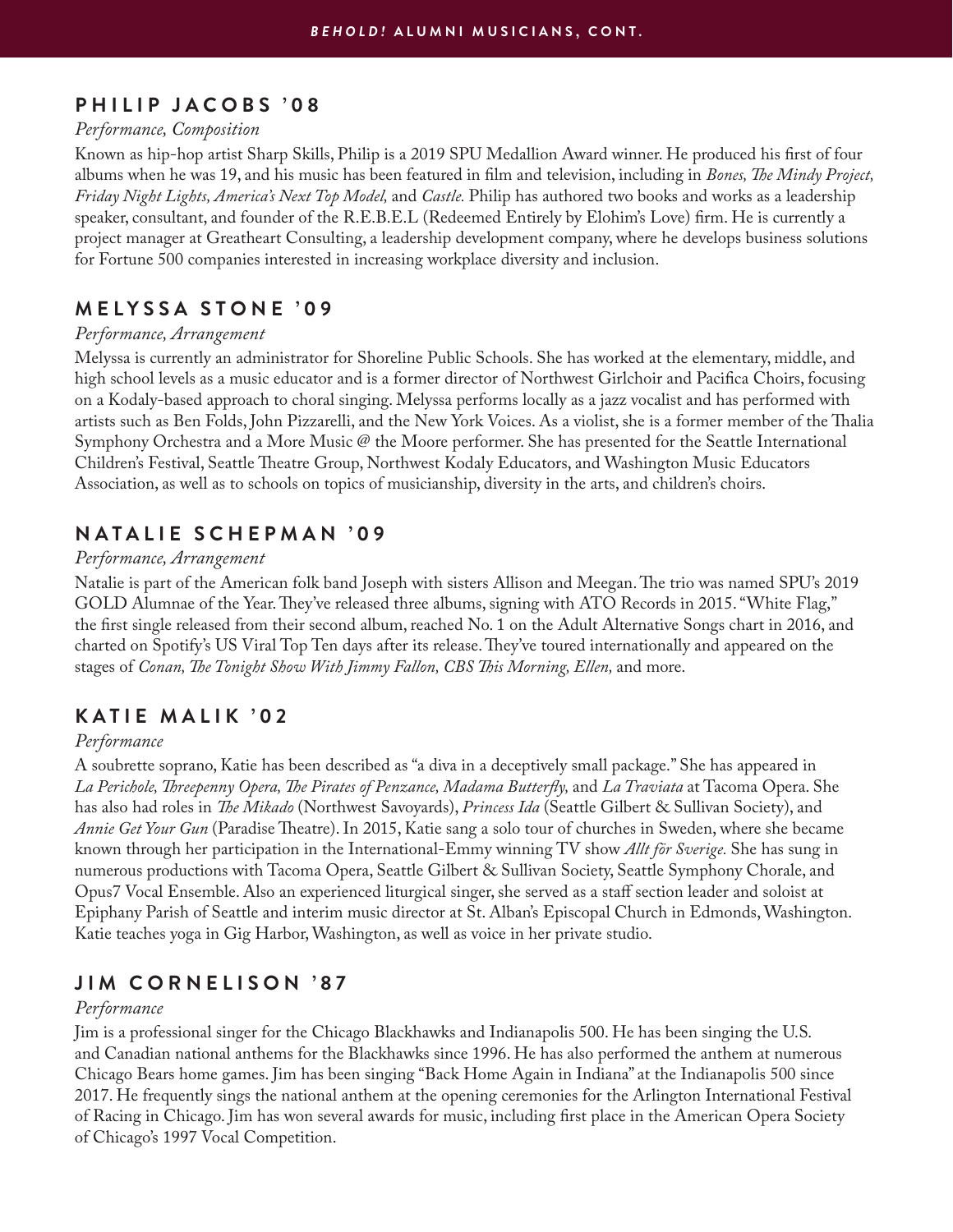## PHILIP JACOBS '08

*Performance, Composition*

Known as hip-hop artist Sharp Skills, Philip is a 2019 SPU Medallion Award winner. He produced his first of four albums when he was 19, and his music has been featured in film and television, including in *Bones, The Mindy Project, Friday Night Lights, America's Next Top Model,* and *Castle.* Philip has authored two books and works as a leadership speaker, consultant, and founder of the R.E.B.E.L (Redeemed Entirely by Elohim's Love) firm. He is currently a project manager at Greatheart Consulting, a leadership development company, where he develops business solutions for Fortune 500 companies interested in increasing workplace diversity and inclusion.

## MELYSSA STONE '09

*Performance, Arrangement*

Melyssa is currently an administrator for Shoreline Public Schools. She has worked at the elementary, middle, and high school levels as a music educator and is a former director of Northwest Girlchoir and Pacifica Choirs, focusing on a Kodaly-based approach to choral singing. Melyssa performs locally as a jazz vocalist and has performed with artists such as Ben Folds, John Pizzarelli, and the New York Voices. As a violist, she is a former member of the Thalia Symphony Orchestra and a More Music @ the Moore performer. She has presented for the Seattle International Children's Festival, Seattle Theatre Group, Northwest Kodaly Educators, and Washington Music Educators Association, as well as to schools on topics of musicianship, diversity in the arts, and children's choirs.

## NATALIE SCHEPMAN '09

*Performance, Arrangement*

Natalie is part of the American folk band Joseph with sisters Allison and Meegan. The trio was named SPU's 2019 GOLD Alumnae of the Year. They've released three albums, signing with ATO Records in 2015. "White Flag," the first single released from their second album, reached No. 1 on the Adult Alternative Songs chart in 2016, and charted on Spotify's US Viral Top Ten days after its release. They've toured internationally and appeared on the stages of *Conan, The Tonight Show With Jimmy Fallon, CBS This Morning, Ellen,* and more.

## KATIE MALIK '02

*Performance*

A soubrette soprano, Katie has been described as "a diva in a deceptively small package." She has appeared in *La Perichole, Threepenny Opera, The Pirates of Penzance, Madama Butterfly,* and *La Traviata* at Tacoma Opera. She has also had roles in *The Mikado* (Northwest Savoyards), *Princess Ida* (Seattle Gilbert & Sullivan Society), and *Annie Get Your Gun* (Paradise Theatre). In 2015, Katie sang a solo tour of churches in Sweden, where she became known through her participation in the International-Emmy winning TV show *Allt för Sverige.* She has sung in numerous productions with Tacoma Opera, Seattle Gilbert & Sullivan Society, Seattle Symphony Chorale, and Opus7 Vocal Ensemble. Also an experienced liturgical singer, she served as a staff section leader and soloist at Epiphany Parish of Seattle and interim music director at St. Alban's Episcopal Church in Edmonds, Washington. Katie teaches yoga in Gig Harbor, Washington, as well as voice in her private studio.

## JIM CORNELISON '87

*Performance*

Jim is a professional singer for the Chicago Blackhawks and Indianapolis 500. He has been singing the U.S. and Canadian national anthems for the Blackhawks since 1996. He has also performed the anthem at numerous Chicago Bears home games. Jim has been singing "Back Home Again in Indiana" at the Indianapolis 500 since 2017. He frequently sings the national anthem at the opening ceremonies for the Arlington International Festival of Racing in Chicago. Jim has won several awards for music, including first place in the American Opera Society of Chicago's 1997 Vocal Competition.